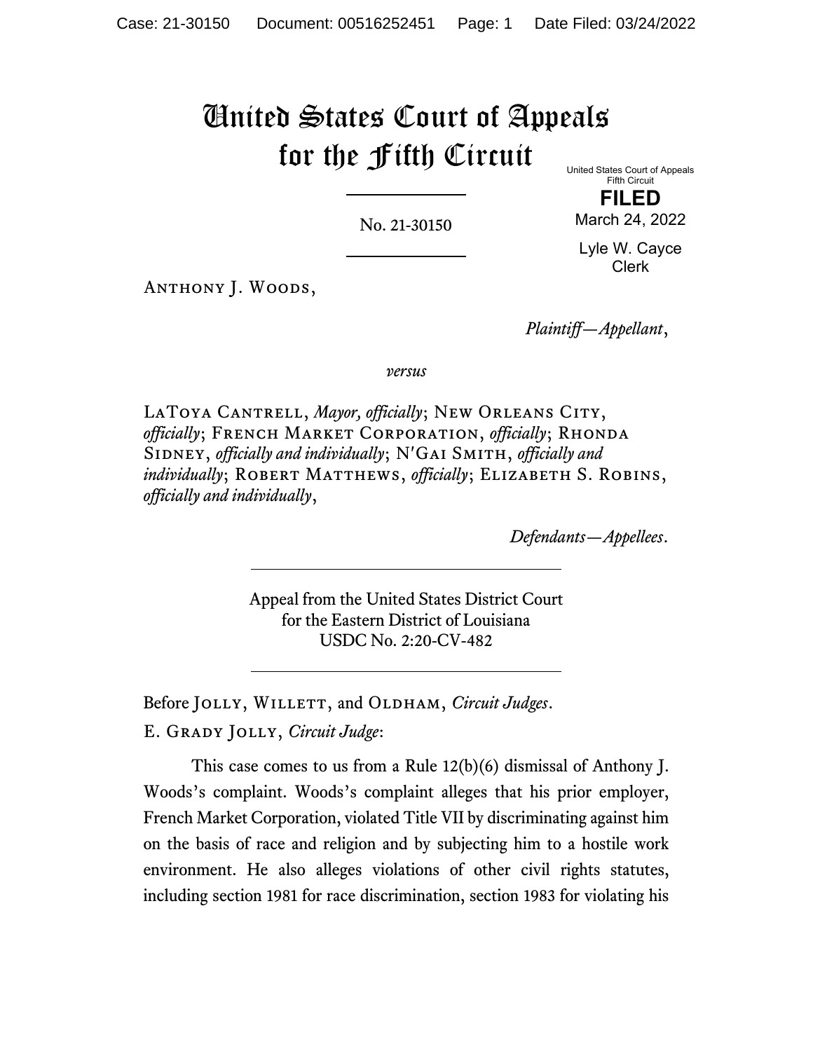# United States Court of Appeals for the Fifth Circuit

United States Court of Appeals
Fifth Circuit

**FILED**

March 24, 2022

Lyle W. Cayce
Clerk

No. 21-30150

Anthony J. Woods,

*Plaintiff—Appellant*,

*versus*

LaToya Cantrell, *Mayor, officially*; New Orleans City, *officially*; French Market Corporation, *officially*; Rhonda Sidney, *officially and individually*; N'Gai Smith, *officially and individually*; Robert Matthews, *officially*; Elizabeth S. Robins, *officially and individually*,

*Defendants—Appellees*.

Appeal from the United States District Court
for the Eastern District of Louisiana
USDC No. 2:20-CV-482

Before Jolly, Willett, and Oldham, *Circuit Judges*.

E. Grady Jolly, *Circuit Judge*:

This case comes to us from a Rule 12(b)(6) dismissal of Anthony J. Woods's complaint. Woods's complaint alleges that his prior employer, French Market Corporation, violated Title VII by discriminating against him on the basis of race and religion and by subjecting him to a hostile work environment. He also alleges violations of other civil rights statutes, including section 1981 for race discrimination, section 1983 for violating his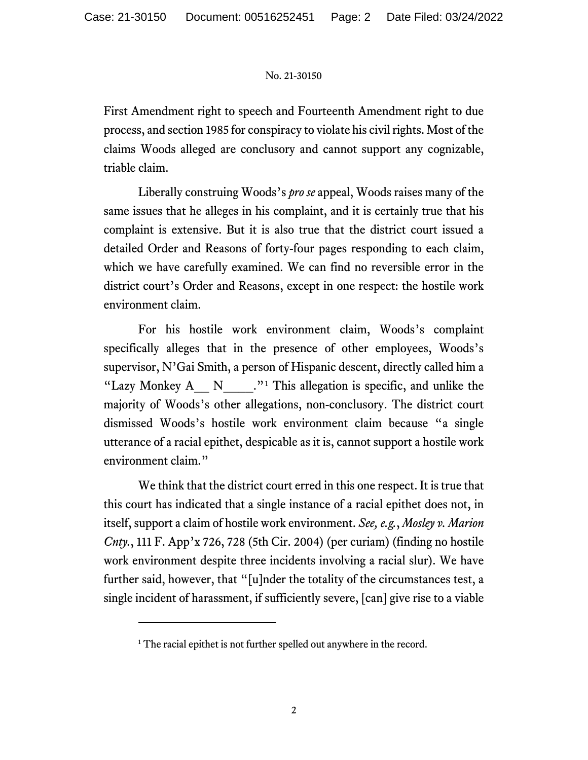First Amendment right to speech and Fourteenth Amendment right to due process, and section 1985 for conspiracy to violate his civil rights. Most of the claims Woods alleged are conclusory and cannot support any cognizable, triable claim.

Liberally construing Woods's *pro se* appeal, Woods raises many of the same issues that he alleges in his complaint, and it is certainly true that his complaint is extensive. But it is also true that the district court issued a detailed Order and Reasons of forty-four pages responding to each claim, which we have carefully examined. We can find no reversible error in the district court's Order and Reasons, except in one respect: the hostile work environment claim.

For his hostile work environment claim, Woods's complaint specifically alleges that in the presence of other employees, Woods's supervisor, N'Gai Smith, a person of Hispanic descent, directly called him a "Lazy Monkey A__ N_____."[1] This allegation is specific, and unlike the majority of Woods's other allegations, non-conclusory. The district court dismissed Woods's hostile work environment claim because "a single utterance of a racial epithet, despicable as it is, cannot support a hostile work environment claim."

We think that the district court erred in this one respect. It is true that this court has indicated that a single instance of a racial epithet does not, in itself, support a claim of hostile work environment. *See, e.g.*, *Mosley v. Marion Cnty.*, 111 F. App'x 726, 728 (5th Cir. 2004) (per curiam) (finding no hostile work environment despite three incidents involving a racial slur). We have further said, however, that "[u]nder the totality of the circumstances test, a single incident of harassment, if sufficiently severe, [can] give rise to a viable

---

[1] The racial epithet is not further spelled out anywhere in the record.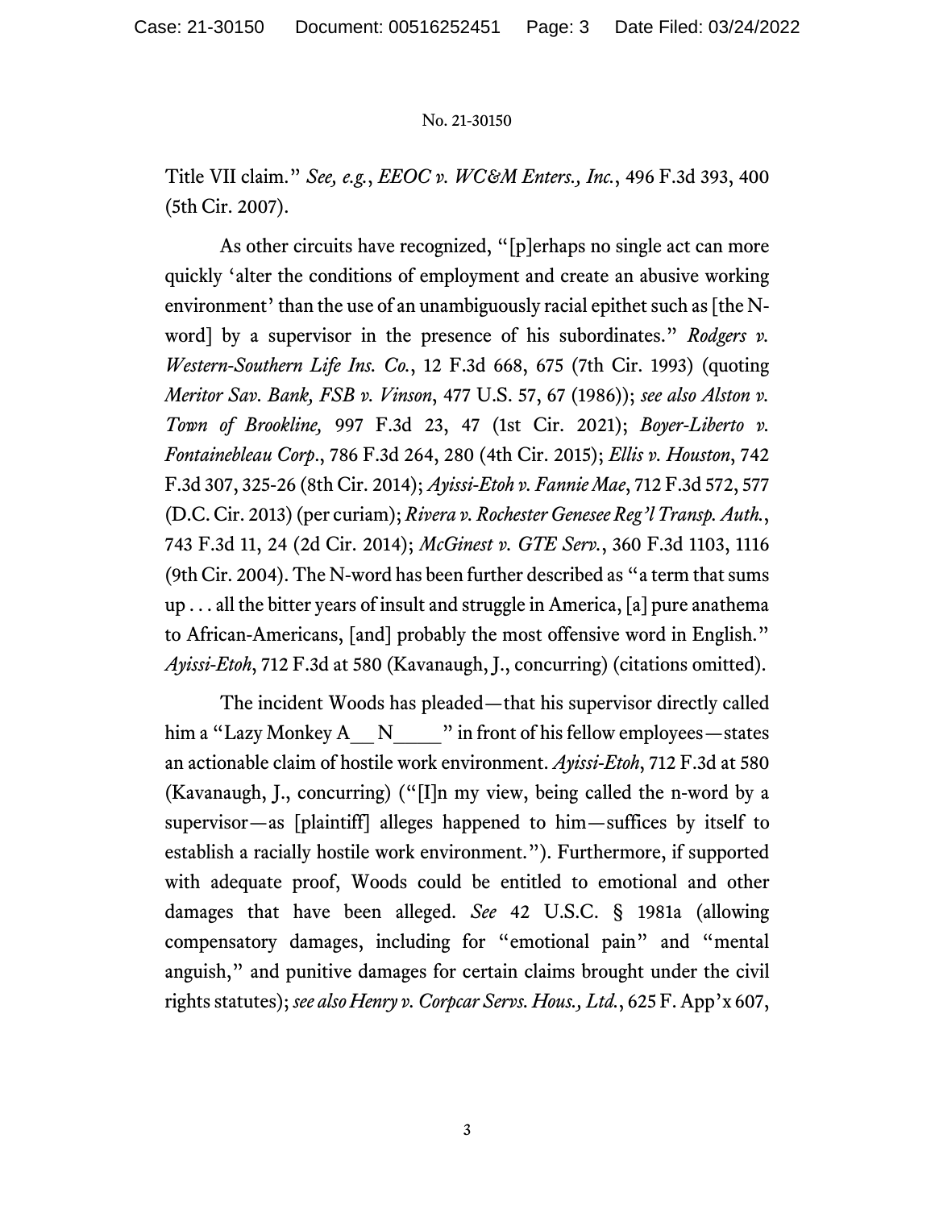Title VII claim." *See, e.g.*, *EEOC v. WC&M Enters., Inc.*, 496 F.3d 393, 400 (5th Cir. 2007).

As other circuits have recognized, "[p]erhaps no single act can more quickly 'alter the conditions of employment and create an abusive working environment' than the use of an unambiguously racial epithet such as [the N-word] by a supervisor in the presence of his subordinates." *Rodgers v. Western-Southern Life Ins. Co.*, 12 F.3d 668, 675 (7th Cir. 1993) (quoting *Meritor Sav. Bank, FSB v. Vinson*, 477 U.S. 57, 67 (1986)); *see also Alston v. Town of Brookline,* 997 F.3d 23, 47 (1st Cir. 2021); *Boyer-Liberto v. Fontainebleau Corp*., 786 F.3d 264, 280 (4th Cir. 2015); *Ellis v. Houston*, 742 F.3d 307, 325-26 (8th Cir. 2014); *Ayissi-Etoh v. Fannie Mae*, 712 F.3d 572, 577 (D.C. Cir. 2013) (per curiam); *Rivera v. Rochester Genesee Reg'l Transp. Auth.*, 743 F.3d 11, 24 (2d Cir. 2014); *McGinest v. GTE Serv.*, 360 F.3d 1103, 1116 (9th Cir. 2004). The N-word has been further described as "a term that sums up . . . all the bitter years of insult and struggle in America, [a] pure anathema to African-Americans, [and] probably the most offensive word in English." *Ayissi-Etoh*, 712 F.3d at 580 (Kavanaugh, J., concurring) (citations omitted).

The incident Woods has pleaded—that his supervisor directly called him a "Lazy Monkey A__ N_____" in front of his fellow employees—states an actionable claim of hostile work environment. *Ayissi-Etoh*, 712 F.3d at 580 (Kavanaugh, J., concurring) ("[I]n my view, being called the n-word by a supervisor—as [plaintiff] alleges happened to him—suffices by itself to establish a racially hostile work environment."). Furthermore, if supported with adequate proof, Woods could be entitled to emotional and other damages that have been alleged. *See* 42 U.S.C. § 1981a (allowing compensatory damages, including for "emotional pain" and "mental anguish," and punitive damages for certain claims brought under the civil rights statutes); *see also Henry v. Corpcar Servs. Hous., Ltd.*, 625 F. App'x 607,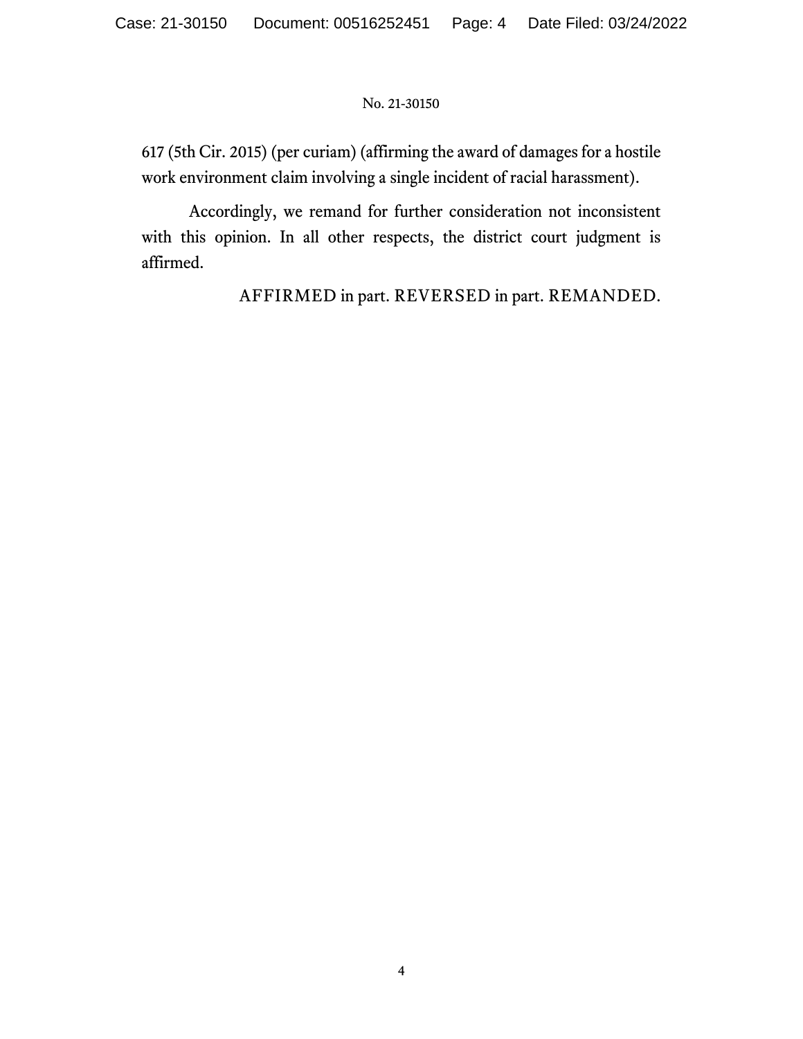617 (5th Cir. 2015) (per curiam) (affirming the award of damages for a hostile work environment claim involving a single incident of racial harassment).

Accordingly, we remand for further consideration not inconsistent with this opinion. In all other respects, the district court judgment is affirmed.

AFFIRMED in part. REVERSED in part. REMANDED.